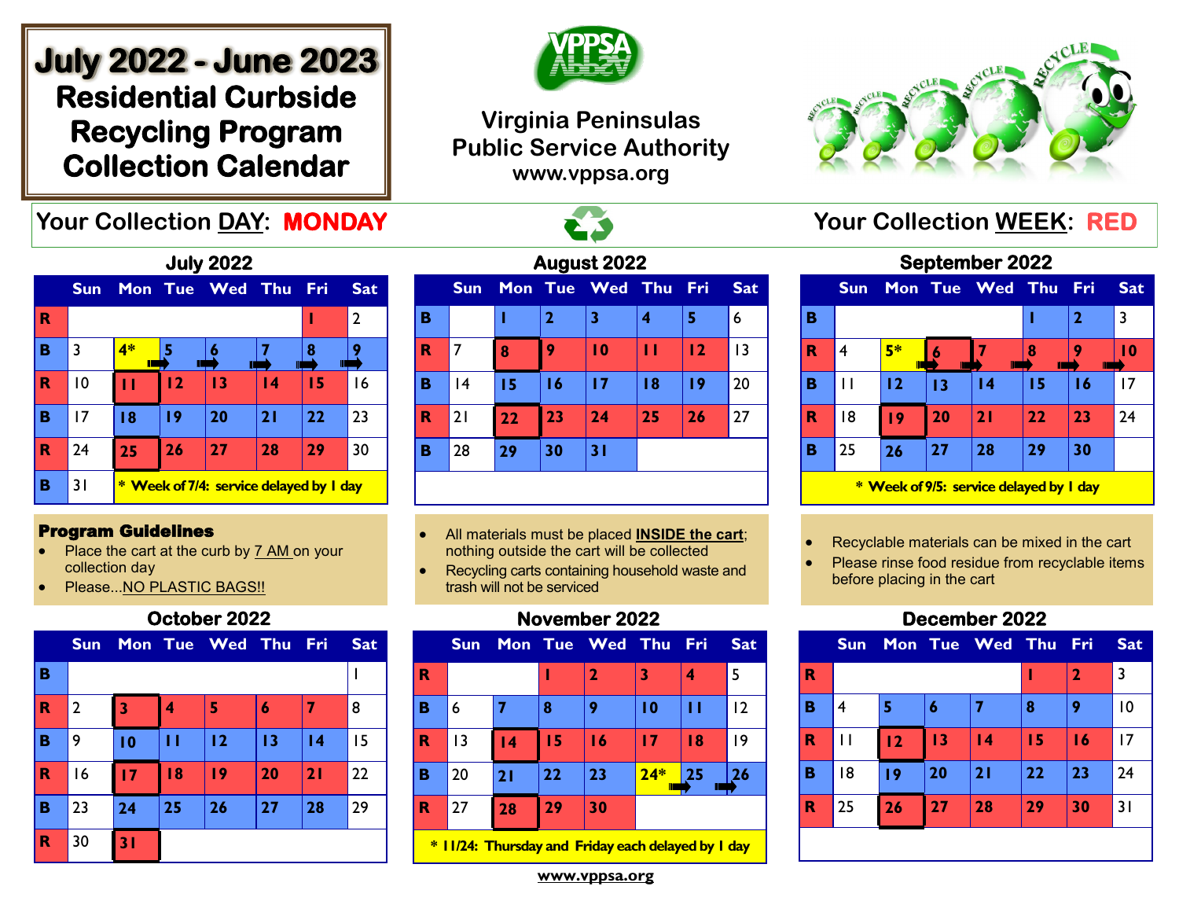# July 2022 - June 2023 Residential Curbside Recycling Program Collection Calendar

**Virginia Peninsulas Public Service Authority**
**www.vppsa.org**

**Your Collection DAY: MONDAY** **Your Collection WEEK: RED**

### July 2022

| | Sun | Mon | Tue | Wed | Thu | Fri | Sat |
|---|---|---|---|---|---|---|---|
| R | | | | | | 1 | 2 |
| B | 3 | 4* | 5 | 6 | 7 | 8 | 9 |
| R | 10 | 11 | 12 | 13 | 14 | 15 | 16 |
| B | 17 | 18 | 19 | 20 | 21 | 22 | 23 |
| R | 24 | 25 | 26 | 27 | 28 | 29 | 30 |
| B | 31 | * Week of 7/4: service delayed by 1 day | | | | | |

### August 2022

| | Sun | Mon | Tue | Wed | Thu | Fri | Sat |
|---|---|---|---|---|---|---|---|
| B | | 1 | 2 | 3 | 4 | 5 | 6 |
| R | 7 | 8 | 9 | 10 | 11 | 12 | 13 |
| B | 14 | 15 | 16 | 17 | 18 | 19 | 20 |
| R | 21 | 22 | 23 | 24 | 25 | 26 | 27 |
| B | 28 | 29 | 30 | 31 | | | |

### September 2022

| | Sun | Mon | Tue | Wed | Thu | Fri | Sat |
|---|---|---|---|---|---|---|---|
| B | | | | | 1 | 2 | 3 |
| R | 4 | 5* | 6 | 7 | 8 | 9 | 10 |
| B | 11 | 12 | 13 | 14 | 15 | 16 | 17 |
| R | 18 | 19 | 20 | 21 | 22 | 23 | 24 |
| B | 25 | 26 | 27 | 28 | 29 | 30 | |

\* Week of 9/5: service delayed by 1 day

### Program Guidelines

- Place the cart at the curb by 7 AM on your collection day
- Please...NO PLASTIC BAGS!!
- All materials must be placed **INSIDE the cart**; nothing outside the cart will be collected
- Recycling carts containing household waste and trash will not be serviced
- Recyclable materials can be mixed in the cart
- Please rinse food residue from recyclable items before placing in the cart

### October 2022

| | Sun | Mon | Tue | Wed | Thu | Fri | Sat |
|---|---|---|---|---|---|---|---|
| B | | | | | | | 1 |
| R | 2 | 3 | 4 | 5 | 6 | 7 | 8 |
| B | 9 | 10 | 11 | 12 | 13 | 14 | 15 |
| R | 16 | 17 | 18 | 19 | 20 | 21 | 22 |
| B | 23 | 24 | 25 | 26 | 27 | 28 | 29 |
| R | 30 | 31 | | | | | |

### November 2022

| | Sun | Mon | Tue | Wed | Thu | Fri | Sat |
|---|---|---|---|---|---|---|---|
| R | | | 1 | 2 | 3 | 4 | 5 |
| B | 6 | 7 | 8 | 9 | 10 | 11 | 12 |
| R | 13 | 14 | 15 | 16 | 17 | 18 | 19 |
| B | 20 | 21 | 22 | 23 | 24* | 25 | 26 |
| R | 27 | 28 | 29 | 30 | | | |

\* 11/24: Thursday and Friday each delayed by 1 day

### December 2022

| | Sun | Mon | Tue | Wed | Thu | Fri | Sat |
|---|---|---|---|---|---|---|---|
| R | | | | | 1 | 2 | 3 |
| B | 4 | 5 | 6 | 7 | 8 | 9 | 10 |
| R | 11 | 12 | 13 | 14 | 15 | 16 | 17 |
| B | 18 | 19 | 20 | 21 | 22 | 23 | 24 |
| R | 25 | 26 | 27 | 28 | 29 | 30 | 31 |

www.vppsa.org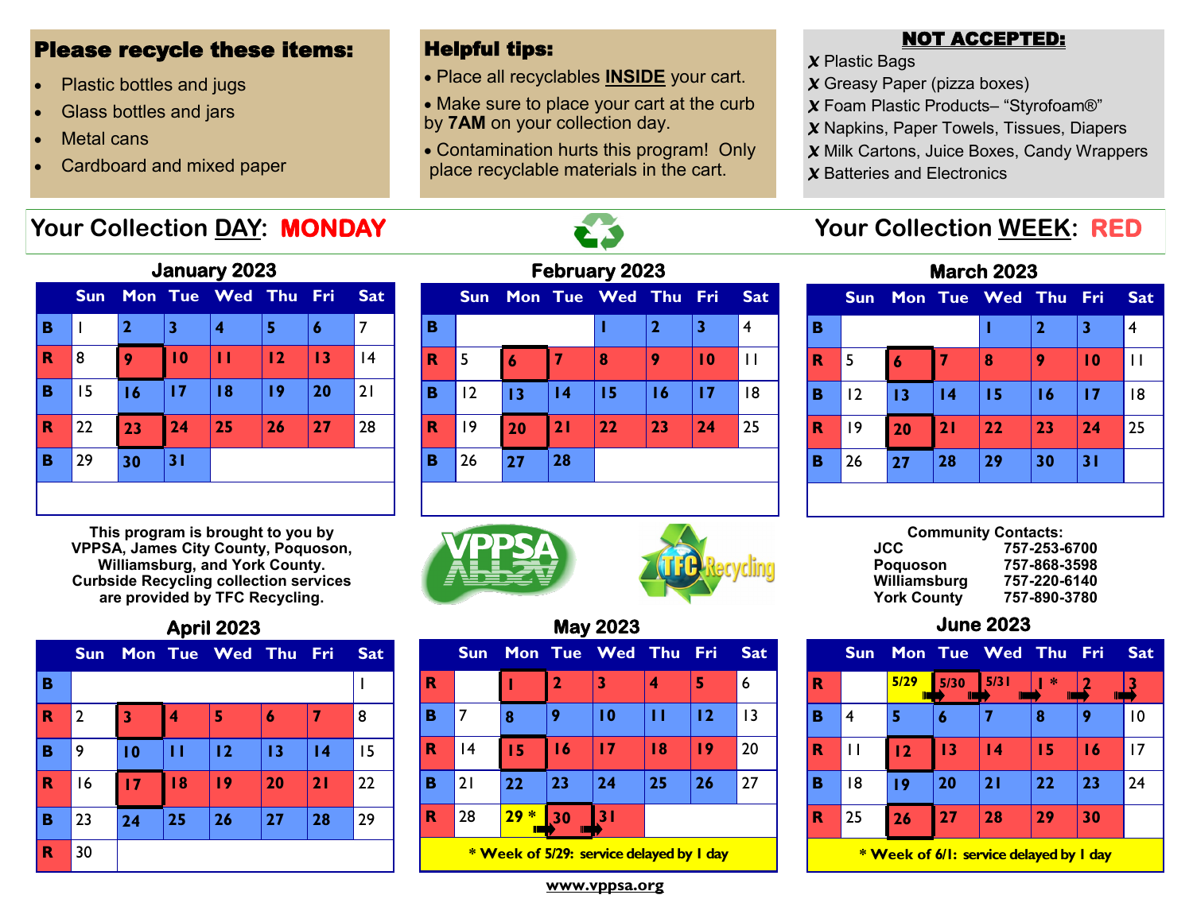## Please recycle these items:

- Plastic bottles and jugs
- Glass bottles and jars
- Metal cans
- Cardboard and mixed paper

## Helpful tips:

- Place all recyclables **INSIDE** your cart.
- Make sure to place your cart at the curb by **7AM** on your collection day.
- Contamination hurts this program! Only place recyclable materials in the cart.

## NOT ACCEPTED:

✗ Plastic Bags
✗ Greasy Paper (pizza boxes)
✗ Foam Plastic Products– "Styrofoam®"
✗ Napkins, Paper Towels, Tissues, Diapers
✗ Milk Cartons, Juice Boxes, Candy Wrappers
✗ Batteries and Electronics

**Your Collection DAY: MONDAY**

**Your Collection WEEK: RED**

### January 2023

| | Sun | Mon | Tue | Wed | Thu | Fri | Sat |
|---|---|---|---|---|---|---|---|
| B | 1 | 2 | 3 | 4 | 5 | 6 | 7 |
| R | 8 | 9 | 10 | 11 | 12 | 13 | 14 |
| B | 15 | 16 | 17 | 18 | 19 | 20 | 21 |
| R | 22 | 23 | 24 | 25 | 26 | 27 | 28 |
| B | 29 | 30 | 31 | | | | |

### February 2023

| | Sun | Mon | Tue | Wed | Thu | Fri | Sat |
|---|---|---|---|---|---|---|---|
| B | | | | 1 | 2 | 3 | 4 |
| R | 5 | 6 | 7 | 8 | 9 | 10 | 11 |
| B | 12 | 13 | 14 | 15 | 16 | 17 | 18 |
| R | 19 | 20 | 21 | 22 | 23 | 24 | 25 |
| B | 26 | 27 | 28 | | | | |

### March 2023

| | Sun | Mon | Tue | Wed | Thu | Fri | Sat |
|---|---|---|---|---|---|---|---|
| B | | | | 1 | 2 | 3 | 4 |
| R | 5 | 6 | 7 | 8 | 9 | 10 | 11 |
| B | 12 | 13 | 14 | 15 | 16 | 17 | 18 |
| R | 19 | 20 | 21 | 22 | 23 | 24 | 25 |
| B | 26 | 27 | 28 | 29 | 30 | 31 | |

**This program is brought to you by VPPSA, James City County, Poquoson, Williamsburg, and York County. Curbside Recycling collection services are provided by TFC Recycling.**

**Community Contacts:**

| | |
|---|---|
| JCC | 757-253-6700 |
| Poquoson | 757-868-3598 |
| Williamsburg | 757-220-6140 |
| York County | 757-890-3780 |

### April 2023

| | Sun | Mon | Tue | Wed | Thu | Fri | Sat |
|---|---|---|---|---|---|---|---|
| B | | | | | | | 1 |
| R | 2 | 3 | 4 | 5 | 6 | 7 | 8 |
| B | 9 | 10 | 11 | 12 | 13 | 14 | 15 |
| R | 16 | 17 | 18 | 19 | 20 | 21 | 22 |
| B | 23 | 24 | 25 | 26 | 27 | 28 | 29 |
| R | 30 | | | | | | |

### May 2023

| | Sun | Mon | Tue | Wed | Thu | Fri | Sat |
|---|---|---|---|---|---|---|---|
| R | | 1 | 2 | 3 | 4 | 5 | 6 |
| B | 7 | 8 | 9 | 10 | 11 | 12 | 13 |
| R | 14 | 15 | 16 | 17 | 18 | 19 | 20 |
| B | 21 | 22 | 23 | 24 | 25 | 26 | 27 |
| R | 28 | 29 * | 30 | 31 | | | |

**\* Week of 5/29: service delayed by 1 day**

### June 2023

| | Sun | Mon | Tue | Wed | Thu | Fri | Sat |
|---|---|---|---|---|---|---|---|
| R | | 5/29 | 5/30 | 5/31 | 1 * | 2 | 3 |
| B | 4 | 5 | 6 | 7 | 8 | 9 | 10 |
| R | 11 | 12 | 13 | 14 | 15 | 16 | 17 |
| B | 18 | 19 | 20 | 21 | 22 | 23 | 24 |
| R | 25 | 26 | 27 | 28 | 29 | 30 | |

**\* Week of 6/1: service delayed by 1 day**

www.vppsa.org